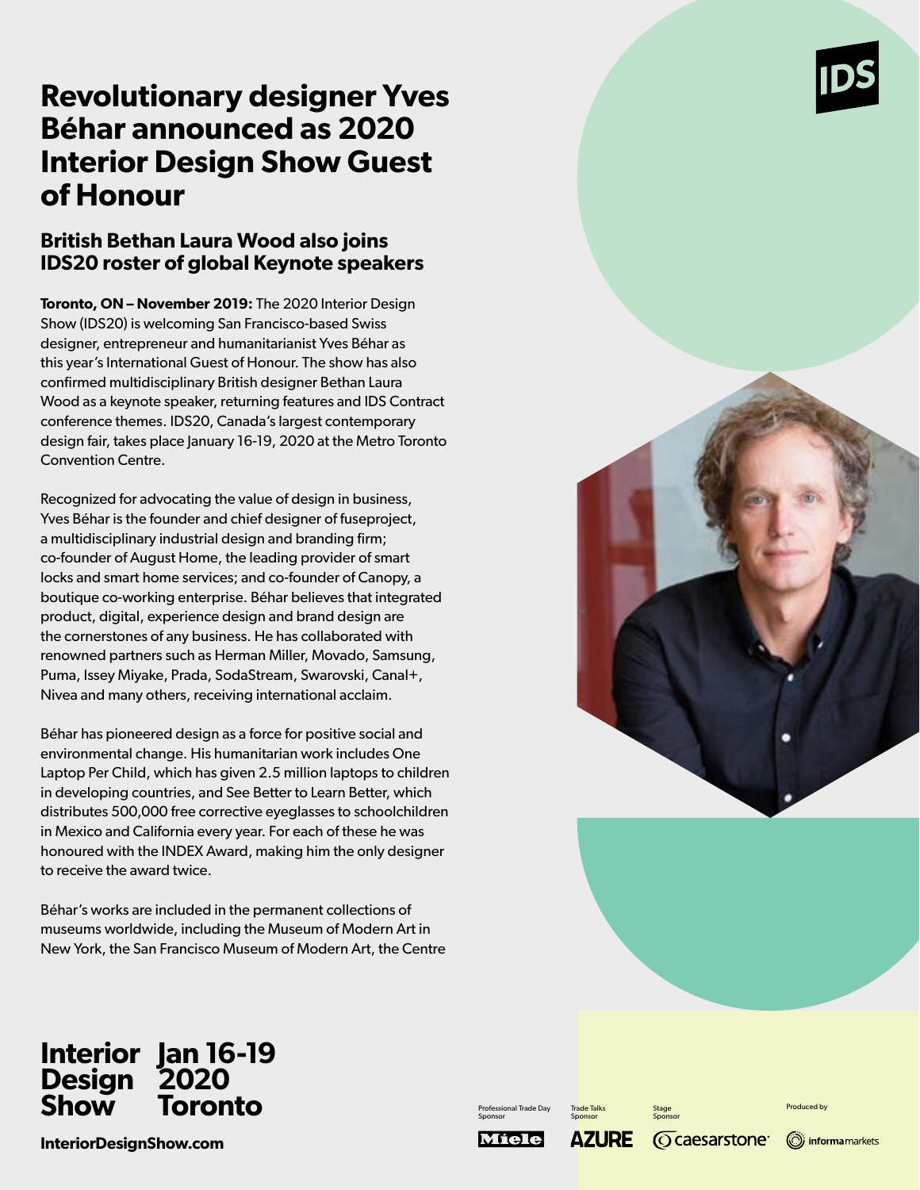# Revolutionary designer Yves Béhar announced as 2020 Interior Design Show Guest of Honour

## British Bethan Laura Wood also joins IDS20 roster of global Keynote speakers

**Toronto, ON – November 2019:** The 2020 Interior Design Show (IDS20) is welcoming San Francisco-based Swiss designer, entrepreneur and humanitarianist Yves Béhar as this year's International Guest of Honour. The show has also confirmed multidisciplinary British designer Bethan Laura Wood as a keynote speaker, returning features and IDS Contract conference themes. IDS20, Canada's largest contemporary design fair, takes place January 16-19, 2020 at the Metro Toronto Convention Centre.

Recognized for advocating the value of design in business, Yves Béhar is the founder and chief designer of fuseproject, a multidisciplinary industrial design and branding firm; co-founder of August Home, the leading provider of smart locks and smart home services; and co-founder of Canopy, a boutique co-working enterprise. Béhar believes that integrated product, digital, experience design and brand design are the cornerstones of any business. He has collaborated with renowned partners such as Herman Miller, Movado, Samsung, Puma, Issey Miyake, Prada, SodaStream, Swarovski, Canal+, Nivea and many others, receiving international acclaim.

Béhar has pioneered design as a force for positive social and environmental change. His humanitarian work includes One Laptop Per Child, which has given 2.5 million laptops to children in developing countries, and See Better to Learn Better, which distributes 500,000 free corrective eyeglasses to schoolchildren in Mexico and California every year. For each of these he was honoured with the INDEX Award, making him the only designer to receive the award twice.

Béhar's works are included in the permanent collections of museums worldwide, including the Museum of Modern Art in New York, the San Francisco Museum of Modern Art, the Centre

**Interior Design Show** **Jan 16-19 2020 Toronto**

**InteriorDesignShow.com**

Professional Trade Day Sponsor: Miele | Trade Talks Sponsor: AZURE | Stage Sponsor: caesarstone | Produced by: informa markets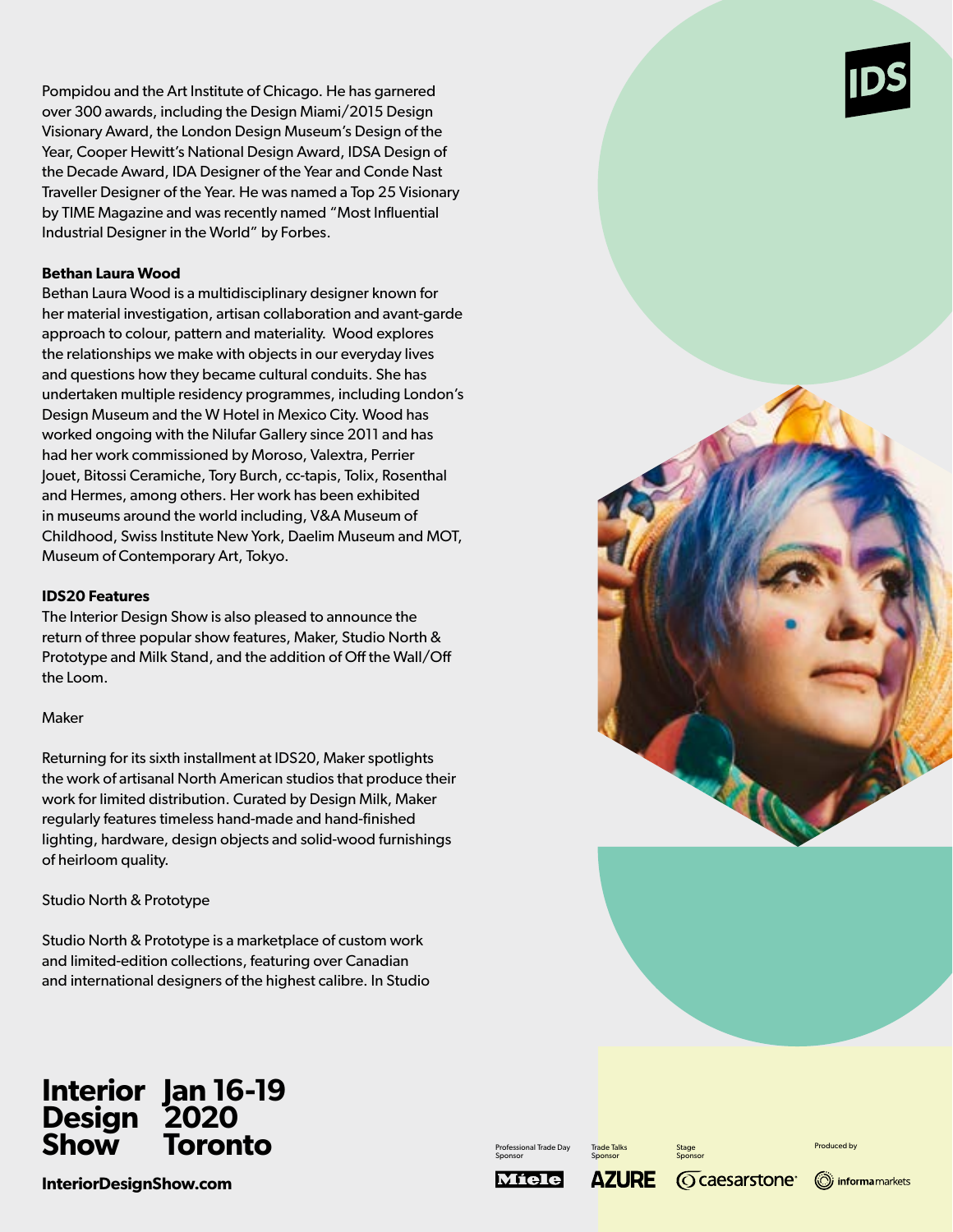Pompidou and the Art Institute of Chicago. He has garnered over 300 awards, including the Design Miami/2015 Design Visionary Award, the London Design Museum's Design of the Year, Cooper Hewitt's National Design Award, IDSA Design of the Decade Award, IDA Designer of the Year and Conde Nast Traveller Designer of the Year. He was named a Top 25 Visionary by TIME Magazine and was recently named "Most Influential Industrial Designer in the World" by Forbes.

**Bethan Laura Wood**

Bethan Laura Wood is a multidisciplinary designer known for her material investigation, artisan collaboration and avant-garde approach to colour, pattern and materiality. Wood explores the relationships we make with objects in our everyday lives and questions how they became cultural conduits. She has undertaken multiple residency programmes, including London's Design Museum and the W Hotel in Mexico City. Wood has worked ongoing with the Nilufar Gallery since 2011 and has had her work commissioned by Moroso, Valextra, Perrier Jouet, Bitossi Ceramiche, Tory Burch, cc-tapis, Tolix, Rosenthal and Hermes, among others. Her work has been exhibited in museums around the world including, V&A Museum of Childhood, Swiss Institute New York, Daelim Museum and MOT, Museum of Contemporary Art, Tokyo.

**IDS20 Features**

The Interior Design Show is also pleased to announce the return of three popular show features, Maker, Studio North & Prototype and Milk Stand, and the addition of Off the Wall/Off the Loom.

Maker

Returning for its sixth installment at IDS20, Maker spotlights the work of artisanal North American studios that produce their work for limited distribution. Curated by Design Milk, Maker regularly features timeless hand-made and hand-finished lighting, hardware, design objects and solid-wood furnishings of heirloom quality.

Studio North & Prototype

Studio North & Prototype is a marketplace of custom work and limited-edition collections, featuring over Canadian and international designers of the highest calibre. In Studio

**Interior Design Show** **Jan 16-19 2020 Toronto**

**InteriorDesignShow.com**

Professional Trade Day Sponsor: Miele | Trade Talks Sponsor: AZURE | Stage Sponsor: caesarstone | Produced by: informa markets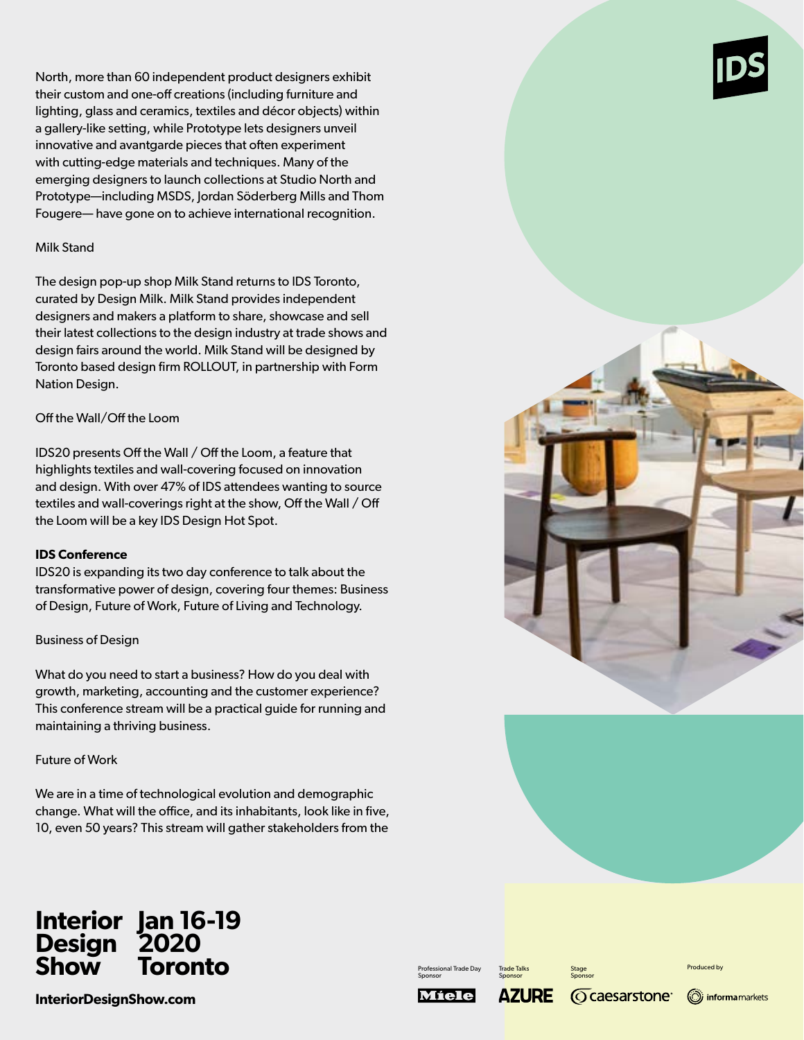North, more than 60 independent product designers exhibit their custom and one-off creations (including furniture and lighting, glass and ceramics, textiles and décor objects) within a gallery-like setting, while Prototype lets designers unveil innovative and avantgarde pieces that often experiment with cutting-edge materials and techniques. Many of the emerging designers to launch collections at Studio North and Prototype—including MSDS, Jordan Söderberg Mills and Thom Fougere— have gone on to achieve international recognition.

Milk Stand

The design pop-up shop Milk Stand returns to IDS Toronto, curated by Design Milk. Milk Stand provides independent designers and makers a platform to share, showcase and sell their latest collections to the design industry at trade shows and design fairs around the world. Milk Stand will be designed by Toronto based design firm ROLLOUT, in partnership with Form Nation Design.

Off the Wall/Off the Loom

IDS20 presents Off the Wall / Off the Loom, a feature that highlights textiles and wall-covering focused on innovation and design. With over 47% of IDS attendees wanting to source textiles and wall-coverings right at the show, Off the Wall / Off the Loom will be a key IDS Design Hot Spot.

**IDS Conference**

IDS20 is expanding its two day conference to talk about the transformative power of design, covering four themes: Business of Design, Future of Work, Future of Living and Technology.

Business of Design

What do you need to start a business? How do you deal with growth, marketing, accounting and the customer experience? This conference stream will be a practical guide for running and maintaining a thriving business.

Future of Work

We are in a time of technological evolution and demographic change. What will the office, and its inhabitants, look like in five, 10, even 50 years? This stream will gather stakeholders from the

**Interior Design Show** **Jan 16-19 2020 Toronto**

**InteriorDesignShow.com**

Professional Trade Day Sponsor: Miele | Trade Talks Sponsor: AZURE | Stage Sponsor: caesarstone | Produced by: informa markets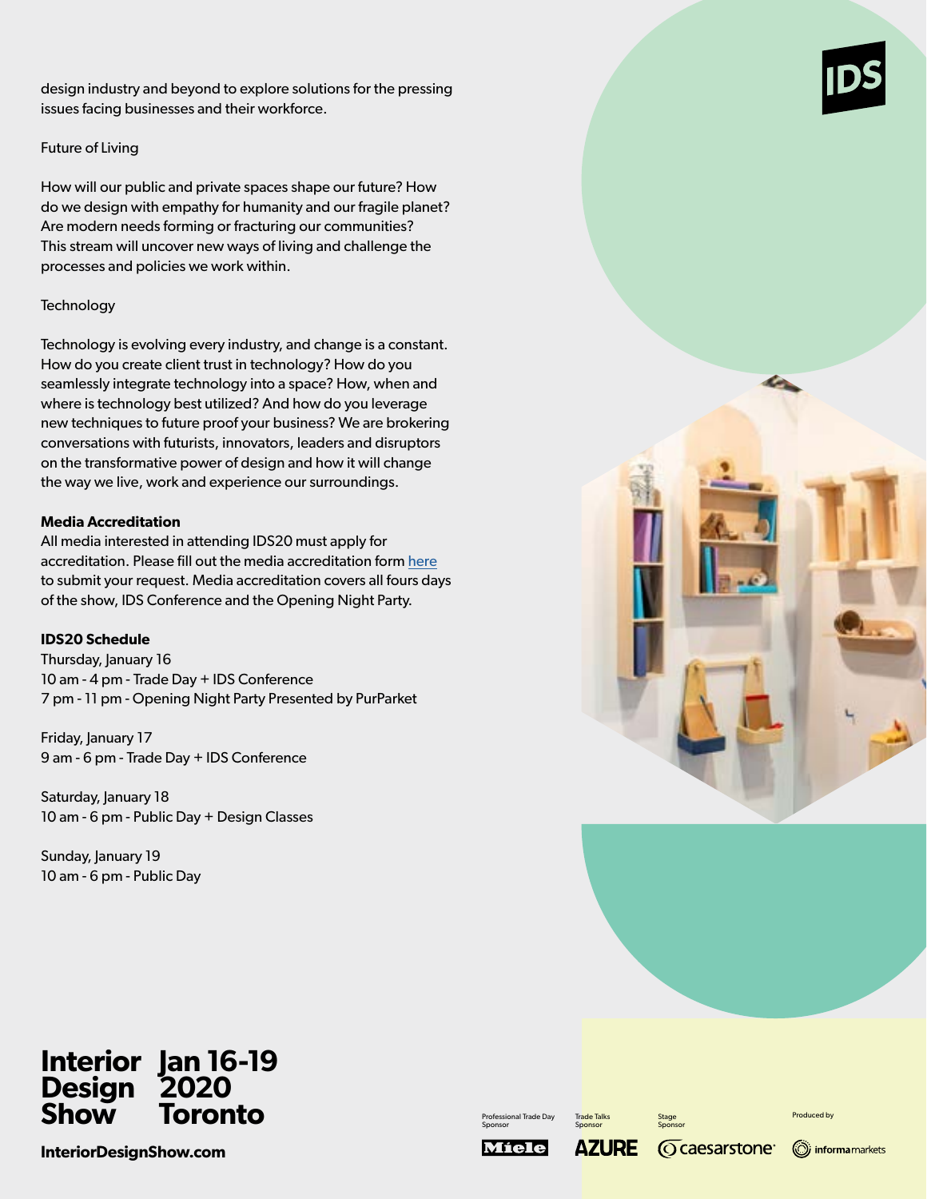design industry and beyond to explore solutions for the pressing issues facing businesses and their workforce.

Future of Living

How will our public and private spaces shape our future? How do we design with empathy for humanity and our fragile planet? Are modern needs forming or fracturing our communities? This stream will uncover new ways of living and challenge the processes and policies we work within.

Technology

Technology is evolving every industry, and change is a constant. How do you create client trust in technology? How do you seamlessly integrate technology into a space? How, when and where is technology best utilized? And how do you leverage new techniques to future proof your business? We are brokering conversations with futurists, innovators, leaders and disruptors on the transformative power of design and how it will change the way we live, work and experience our surroundings.

**Media Accreditation**
All media interested in attending IDS20 must apply for accreditation. Please fill out the media accreditation form here to submit your request. Media accreditation covers all fours days of the show, IDS Conference and the Opening Night Party.

**IDS20 Schedule**
Thursday, January 16
10 am - 4 pm - Trade Day + IDS Conference
7 pm - 11 pm - Opening Night Party Presented by PurParket

Friday, January 17
9 am - 6 pm - Trade Day + IDS Conference

Saturday, January 18
10 am - 6 pm - Public Day + Design Classes

Sunday, January 19
10 am - 6 pm - Public Day

**Interior Design Show** **Jan 16-19 2020 Toronto**

**InteriorDesignShow.com**

Professional Trade Day Sponsor: Miele | Trade Talks Sponsor: AZURE | Stage Sponsor: caesarstone | Produced by: informa markets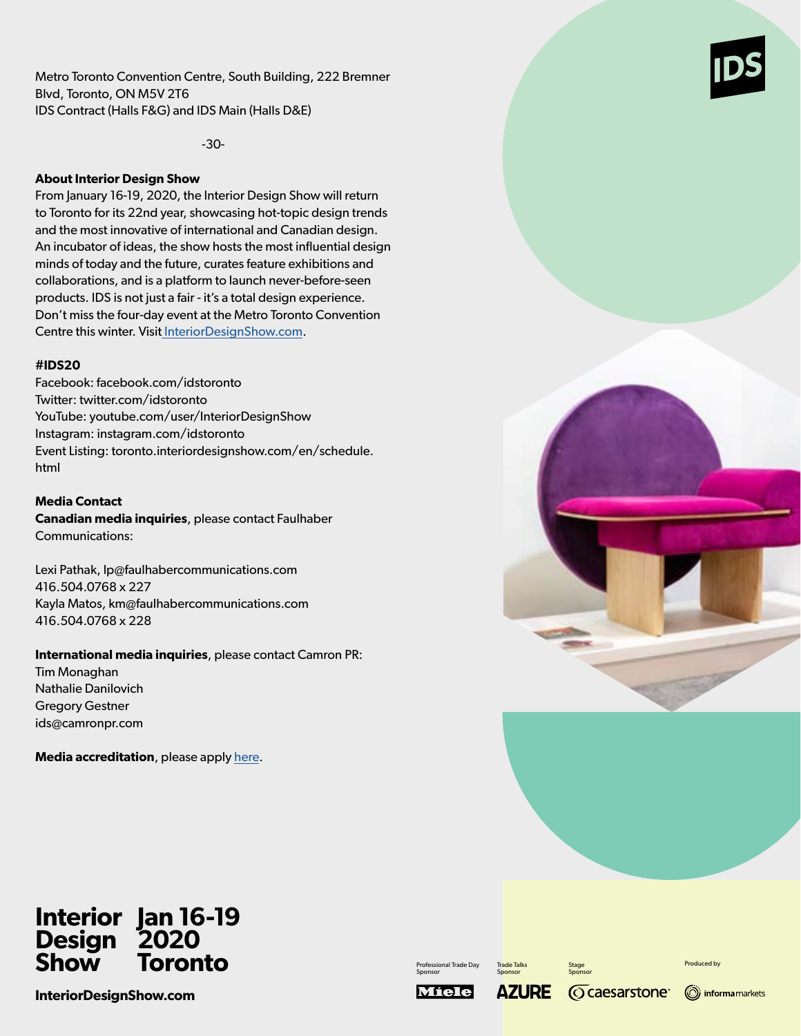Metro Toronto Convention Centre, South Building, 222 Bremner Blvd, Toronto, ON M5V 2T6
IDS Contract (Halls F&G) and IDS Main (Halls D&E)

-30-

**About Interior Design Show**
From January 16-19, 2020, the Interior Design Show will return to Toronto for its 22nd year, showcasing hot-topic design trends and the most innovative of international and Canadian design. An incubator of ideas, the show hosts the most influential design minds of today and the future, curates feature exhibitions and collaborations, and is a platform to launch never-before-seen products. IDS is not just a fair - it's a total design experience. Don't miss the four-day event at the Metro Toronto Convention Centre this winter. Visit InteriorDesignShow.com.

**#IDS20**
Facebook: facebook.com/idstoronto
Twitter: twitter.com/idstoronto
YouTube: youtube.com/user/InteriorDesignShow
Instagram: instagram.com/idstoronto
Event Listing: toronto.interiordesignshow.com/en/schedule.html

**Media Contact**
**Canadian media inquiries**, please contact Faulhaber Communications:

Lexi Pathak, lp@faulhabercommunications.com
416.504.0768 x 227
Kayla Matos, km@faulhabercommunications.com
416.504.0768 x 228

**International media inquiries**, please contact Camron PR:
Tim Monaghan
Nathalie Danilovich
Gregory Gestner
ids@camronpr.com

**Media accreditation**, please apply here.

**Interior Design Show** **Jan 16-19 2020 Toronto**

**InteriorDesignShow.com**

Professional Trade Day Sponsor: Miele
Trade Talks Sponsor: AZURE
Stage Sponsor: caesarstone
Produced by: informa markets